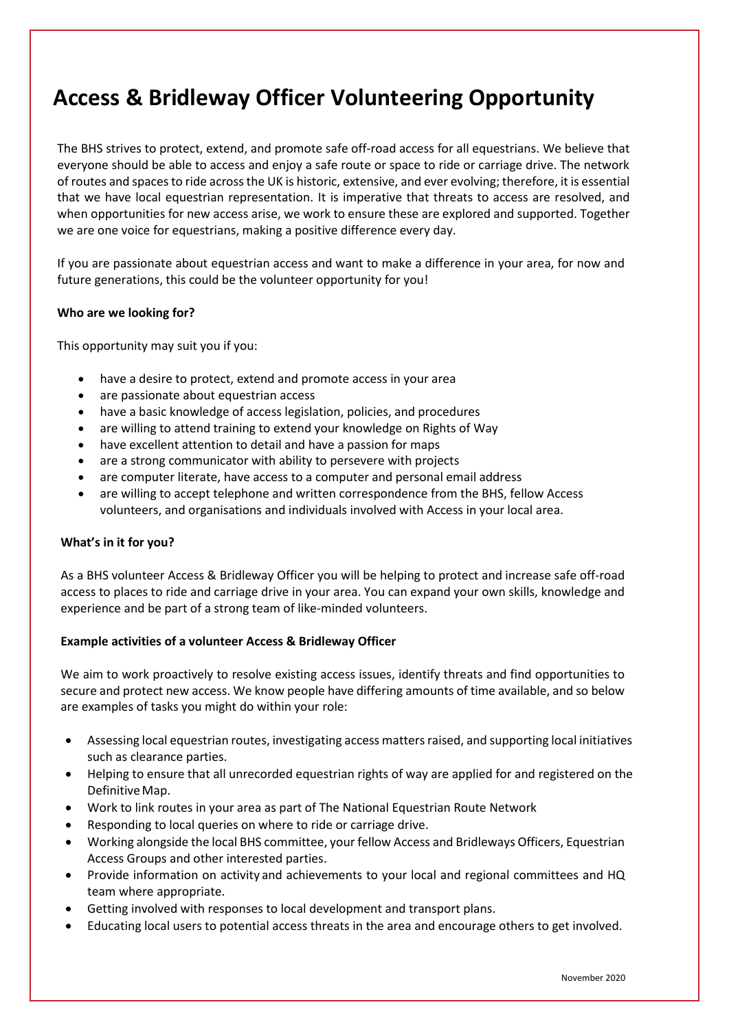# Access & Bridleway Officer Volunteering Opportunity

The BHS strives to protect, extend, and promote safe off-road access for all equestrians. We believe that everyone should be able to access and enjoy a safe route or space to ride or carriage drive. The network of routes and spaces to ride across the UK is historic, extensive, and ever evolving; therefore, it is essential that we have local equestrian representation. It is imperative that threats to access are resolved, and when opportunities for new access arise, we work to ensure these are explored and supported. Together we are one voice for equestrians, making a positive difference every day.

If you are passionate about equestrian access and want to make a difference in your area, for now and future generations, this could be the volunteer opportunity for you!

**Who are we looking for?**

This opportunity may suit you if you:

- have a desire to protect, extend and promote access in your area
- are passionate about equestrian access
- have a basic knowledge of access legislation, policies, and procedures
- are willing to attend training to extend your knowledge on Rights of Way
- have excellent attention to detail and have a passion for maps
- are a strong communicator with ability to persevere with projects
- are computer literate, have access to a computer and personal email address
- are willing to accept telephone and written correspondence from the BHS, fellow Access volunteers, and organisations and individuals involved with Access in your local area.

**What's in it for you?**

As a BHS volunteer Access & Bridleway Officer you will be helping to protect and increase safe off-road access to places to ride and carriage drive in your area. You can expand your own skills, knowledge and experience and be part of a strong team of like-minded volunteers.

**Example activities of a volunteer Access & Bridleway Officer**

We aim to work proactively to resolve existing access issues, identify threats and find opportunities to secure and protect new access. We know people have differing amounts of time available, and so below are examples of tasks you might do within your role:

- Assessing local equestrian routes, investigating access matters raised, and supporting local initiatives such as clearance parties.
- Helping to ensure that all unrecorded equestrian rights of way are applied for and registered on the Definitive Map.
- Work to link routes in your area as part of The National Equestrian Route Network
- Responding to local queries on where to ride or carriage drive.
- Working alongside the local BHS committee, your fellow Access and Bridleways Officers, Equestrian Access Groups and other interested parties.
- Provide information on activity and achievements to your local and regional committees and HQ team where appropriate.
- Getting involved with responses to local development and transport plans.
- Educating local users to potential access threats in the area and encourage others to get involved.

November 2020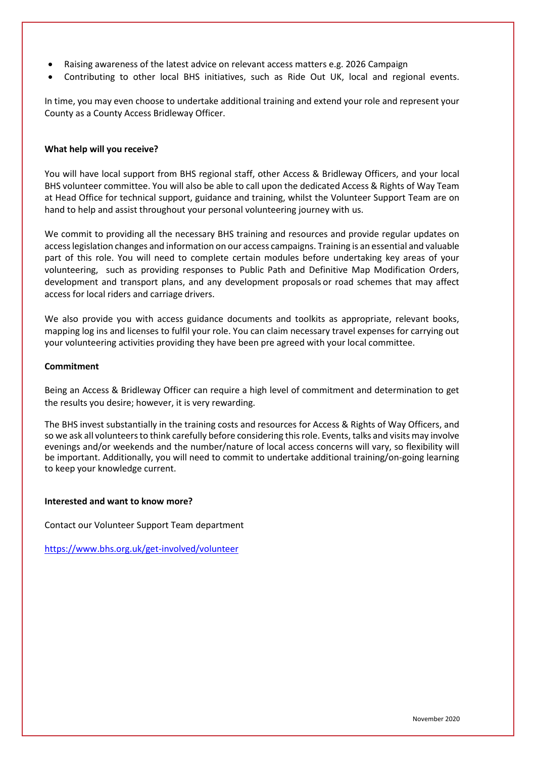- Raising awareness of the latest advice on relevant access matters e.g. 2026 Campaign
- Contributing to other local BHS initiatives, such as Ride Out UK, local and regional events.

In time, you may even choose to undertake additional training and extend your role and represent your County as a County Access Bridleway Officer.

**What help will you receive?**

You will have local support from BHS regional staff, other Access & Bridleway Officers, and your local BHS volunteer committee. You will also be able to call upon the dedicated Access & Rights of Way Team at Head Office for technical support, guidance and training, whilst the Volunteer Support Team are on hand to help and assist throughout your personal volunteering journey with us.

We commit to providing all the necessary BHS training and resources and provide regular updates on access legislation changes and information on our access campaigns. Training is an essential and valuable part of this role. You will need to complete certain modules before undertaking key areas of your volunteering, such as providing responses to Public Path and Definitive Map Modification Orders, development and transport plans, and any development proposals or road schemes that may affect access for local riders and carriage drivers.

We also provide you with access guidance documents and toolkits as appropriate, relevant books, mapping log ins and licenses to fulfil your role. You can claim necessary travel expenses for carrying out your volunteering activities providing they have been pre agreed with your local committee.

**Commitment**

Being an Access & Bridleway Officer can require a high level of commitment and determination to get the results you desire; however, it is very rewarding.

The BHS invest substantially in the training costs and resources for Access & Rights of Way Officers, and so we ask all volunteers to think carefully before considering this role. Events, talks and visits may involve evenings and/or weekends and the number/nature of local access concerns will vary, so flexibility will be important. Additionally, you will need to commit to undertake additional training/on-going learning to keep your knowledge current.

**Interested and want to know more?**

Contact our Volunteer Support Team department

https://www.bhs.org.uk/get-involved/volunteer

November 2020